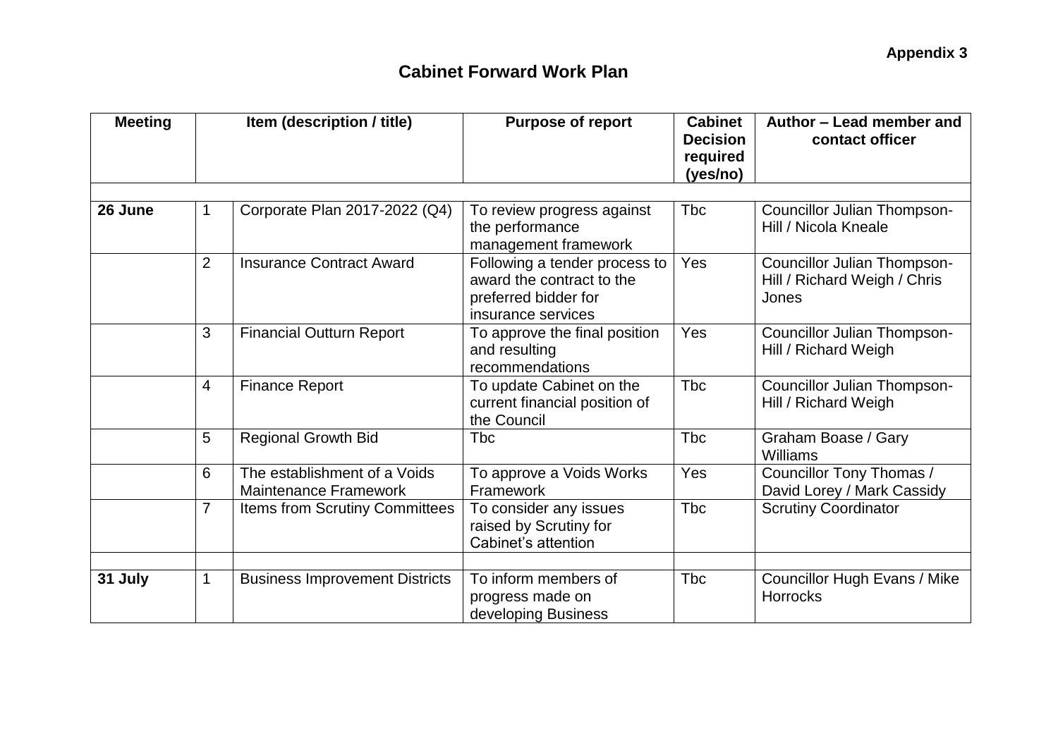**Appendix 3**

# Cabinet Forward Work Plan

| Meeting | Item (description / title) | | Purpose of report | Cabinet Decision required (yes/no) | Author – Lead member and contact officer |
|---|---|---|---|---|---|
| | | | | | |
| **26 June** | 1 | Corporate Plan 2017-2022 (Q4) | To review progress against the performance management framework | Tbc | Councillor Julian Thompson-Hill / Nicola Kneale |
| | 2 | Insurance Contract Award | Following a tender process to award the contract to the preferred bidder for insurance services | Yes | Councillor Julian Thompson-Hill / Richard Weigh / Chris Jones |
| | 3 | Financial Outturn Report | To approve the final position and resulting recommendations | Yes | Councillor Julian Thompson-Hill / Richard Weigh |
| | 4 | Finance Report | To update Cabinet on the current financial position of the Council | Tbc | Councillor Julian Thompson-Hill / Richard Weigh |
| | 5 | Regional Growth Bid | Tbc | Tbc | Graham Boase / Gary Williams |
| | 6 | The establishment of a Voids Maintenance Framework | To approve a Voids Works Framework | Yes | Councillor Tony Thomas / David Lorey / Mark Cassidy |
| | 7 | Items from Scrutiny Committees | To consider any issues raised by Scrutiny for Cabinet's attention | Tbc | Scrutiny Coordinator |
| | | | | | |
| **31 July** | 1 | Business Improvement Districts | To inform members of progress made on developing Business | Tbc | Councillor Hugh Evans / Mike Horrocks |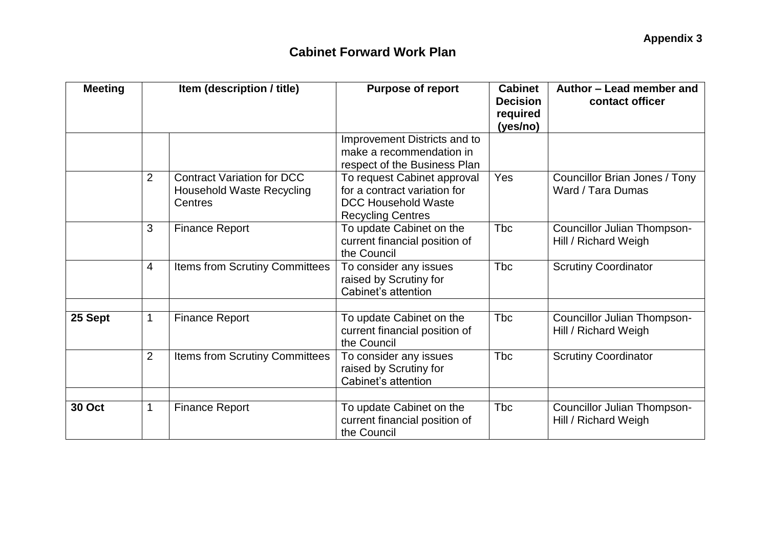**Appendix 3**

## Cabinet Forward Work Plan

| Meeting | Item (description / title) | | Purpose of report | Cabinet Decision required (yes/no) | Author – Lead member and contact officer |
|---|---|---|---|---|---|
| | | | Improvement Districts and to make a recommendation in respect of the Business Plan | | |
| | 2 | Contract Variation for DCC Household Waste Recycling Centres | To request Cabinet approval for a contract variation for DCC Household Waste Recycling Centres | Yes | Councillor Brian Jones / Tony Ward / Tara Dumas |
| | 3 | Finance Report | To update Cabinet on the current financial position of the Council | Tbc | Councillor Julian Thompson-Hill / Richard Weigh |
| | 4 | Items from Scrutiny Committees | To consider any issues raised by Scrutiny for Cabinet's attention | Tbc | Scrutiny Coordinator |
| | | | | | |
| **25 Sept** | 1 | Finance Report | To update Cabinet on the current financial position of the Council | Tbc | Councillor Julian Thompson-Hill / Richard Weigh |
| | 2 | Items from Scrutiny Committees | To consider any issues raised by Scrutiny for Cabinet's attention | Tbc | Scrutiny Coordinator |
| | | | | | |
| **30 Oct** | 1 | Finance Report | To update Cabinet on the current financial position of the Council | Tbc | Councillor Julian Thompson-Hill / Richard Weigh |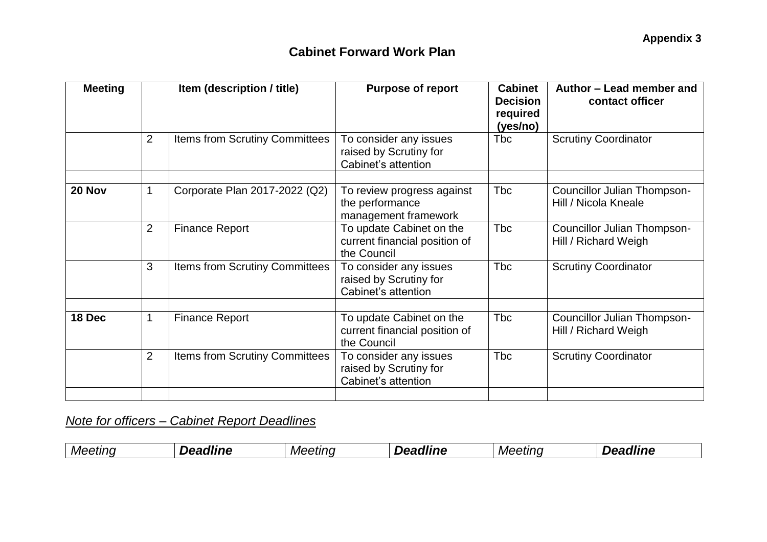**Appendix 3**

## Cabinet Forward Work Plan

| Meeting | Item (description / title) | | Purpose of report | Cabinet Decision required (yes/no) | Author – Lead member and contact officer |
|---|---|---|---|---|---|
| | 2 | Items from Scrutiny Committees | To consider any issues raised by Scrutiny for Cabinet's attention | Tbc | Scrutiny Coordinator |
| | | | | | |
| **20 Nov** | 1 | Corporate Plan 2017-2022 (Q2) | To review progress against the performance management framework | Tbc | Councillor Julian Thompson-Hill / Nicola Kneale |
| | 2 | Finance Report | To update Cabinet on the current financial position of the Council | Tbc | Councillor Julian Thompson-Hill / Richard Weigh |
| | 3 | Items from Scrutiny Committees | To consider any issues raised by Scrutiny for Cabinet's attention | Tbc | Scrutiny Coordinator |
| | | | | | |
| **18 Dec** | 1 | Finance Report | To update Cabinet on the current financial position of the Council | Tbc | Councillor Julian Thompson-Hill / Richard Weigh |
| | 2 | Items from Scrutiny Committees | To consider any issues raised by Scrutiny for Cabinet's attention | Tbc | Scrutiny Coordinator |
| | | | | | |

*Note for officers – Cabinet Report Deadlines*

| *Meeting* | ***Deadline*** | *Meeting* | ***Deadline*** | *Meeting* | ***Deadline*** |
|---|---|---|---|---|---|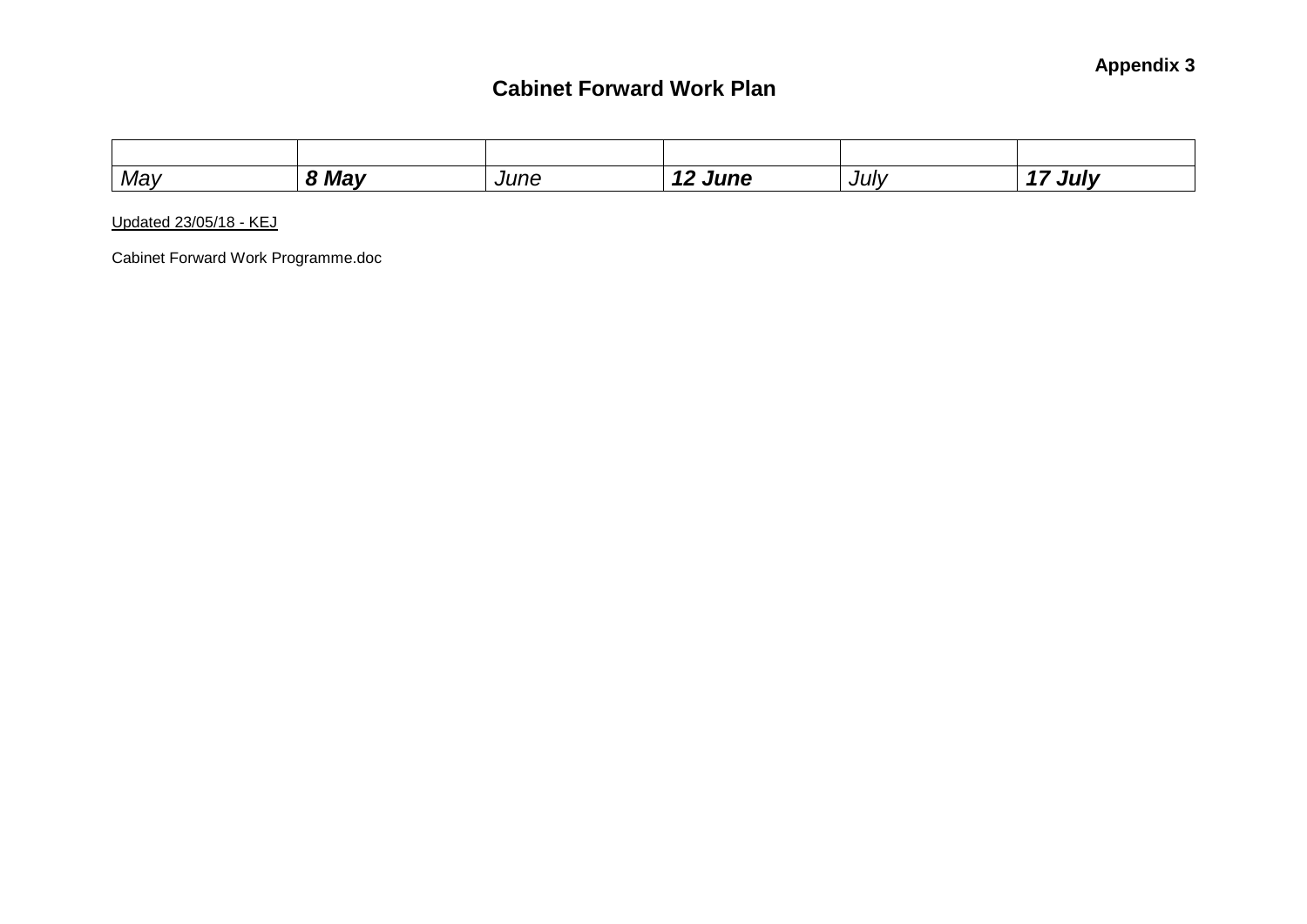**Appendix 3**

# Cabinet Forward Work Plan

| | | | | | |
|---|---|---|---|---|---|
| *May* | ***8 May*** | *June* | ***12 June*** | *July* | ***17 July*** |

Updated 23/05/18 - KEJ

Cabinet Forward Work Programme.doc